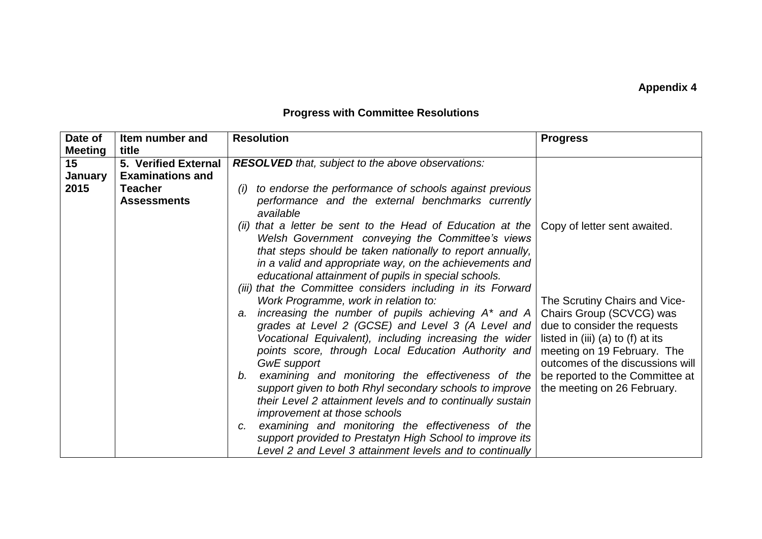**Appendix 4**

## Progress with Committee Resolutions

| Date of Meeting | Item number and title | Resolution | Progress |
|---|---|---|---|
| **15 January 2015** | **5. Verified External Examinations and Teacher Assessments** | ***RESOLVED*** *that, subject to the above observations:*<br><br>*(i) to endorse the performance of schools against previous performance and the external benchmarks currently available*<br>*(ii) that a letter be sent to the Head of Education at the Welsh Government conveying the Committee's views that steps should be taken nationally to report annually, in a valid and appropriate way, on the achievements and educational attainment of pupils in special schools.*<br>*(iii) that the Committee considers including in its Forward Work Programme, work in relation to:*<br>*a. increasing the number of pupils achieving A\* and A grades at Level 2 (GCSE) and Level 3 (A Level and Vocational Equivalent), including increasing the wider points score, through Local Education Authority and GwE support*<br>*b. examining and monitoring the effectiveness of the support given to both Rhyl secondary schools to improve their Level 2 attainment levels and to continually sustain improvement at those schools*<br>*c. examining and monitoring the effectiveness of the support provided to Prestatyn High School to improve its Level 2 and Level 3 attainment levels and to continually* | Copy of letter sent awaited.<br><br>The Scrutiny Chairs and Vice-Chairs Group (SCVCG) was due to consider the requests listed in (iii) (a) to (f) at its meeting on 19 February. The outcomes of the discussions will be reported to the Committee at the meeting on 26 February. |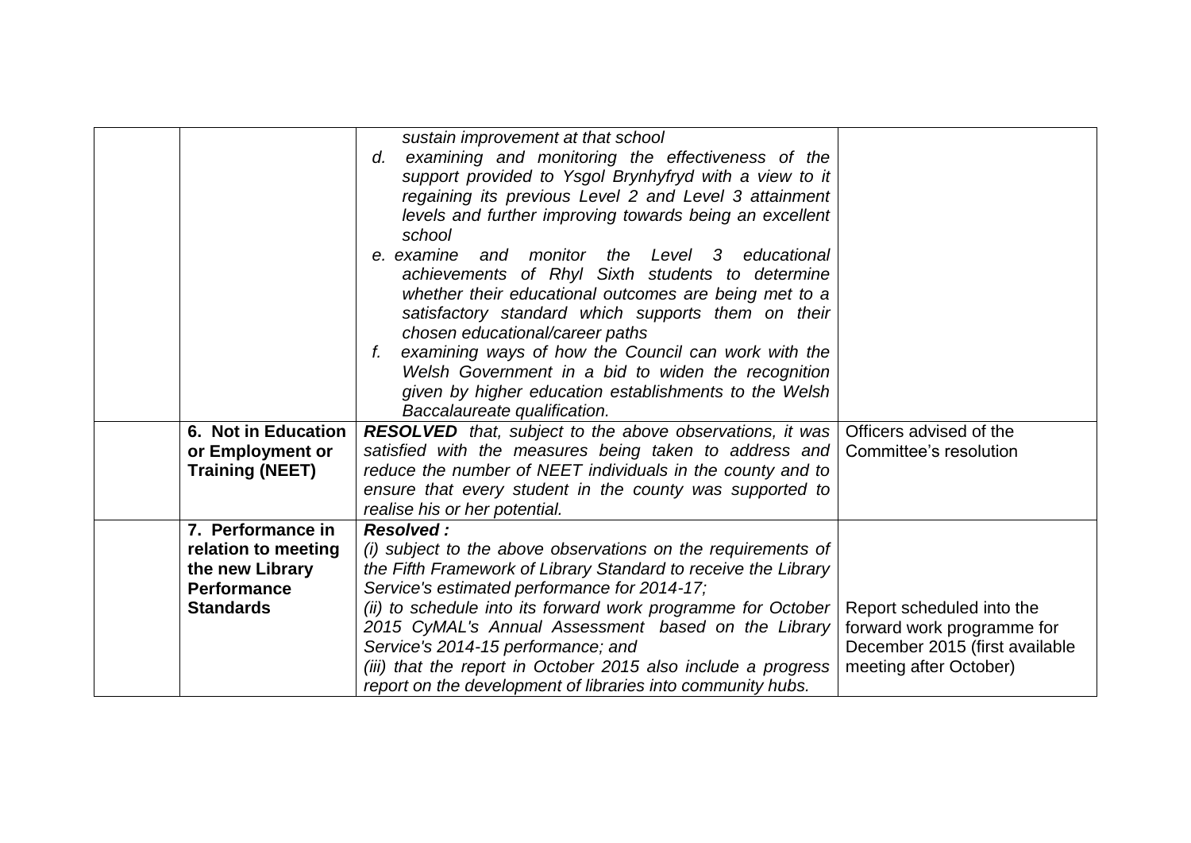| | | | |
|---|---|---|---|
| | | *sustain improvement at that school*<br>*d. examining and monitoring the effectiveness of the support provided to Ysgol Brynhyfryd with a view to it regaining its previous Level 2 and Level 3 attainment levels and further improving towards being an excellent school*<br>*e. examine and monitor the Level 3 educational achievements of Rhyl Sixth students to determine whether their educational outcomes are being met to a satisfactory standard which supports them on their chosen educational/career paths*<br>*f. examining ways of how the Council can work with the Welsh Government in a bid to widen the recognition given by higher education establishments to the Welsh Baccalaureate qualification.* | |
| | **6. Not in Education or Employment or Training (NEET)** | ***RESOLVED*** *that, subject to the above observations, it was satisfied with the measures being taken to address and reduce the number of NEET individuals in the county and to ensure that every student in the county was supported to realise his or her potential.* | Officers advised of the Committee's resolution |
| | **7. Performance in relation to meeting the new Library Performance Standards** | ***Resolved :***<br>*(i) subject to the above observations on the requirements of the Fifth Framework of Library Standard to receive the Library Service's estimated performance for 2014-17;*<br>*(ii) to schedule into its forward work programme for October 2015 CyMAL's Annual Assessment based on the Library Service's 2014-15 performance; and*<br>*(iii) that the report in October 2015 also include a progress report on the development of libraries into community hubs.* | Report scheduled into the forward work programme for December 2015 (first available meeting after October) |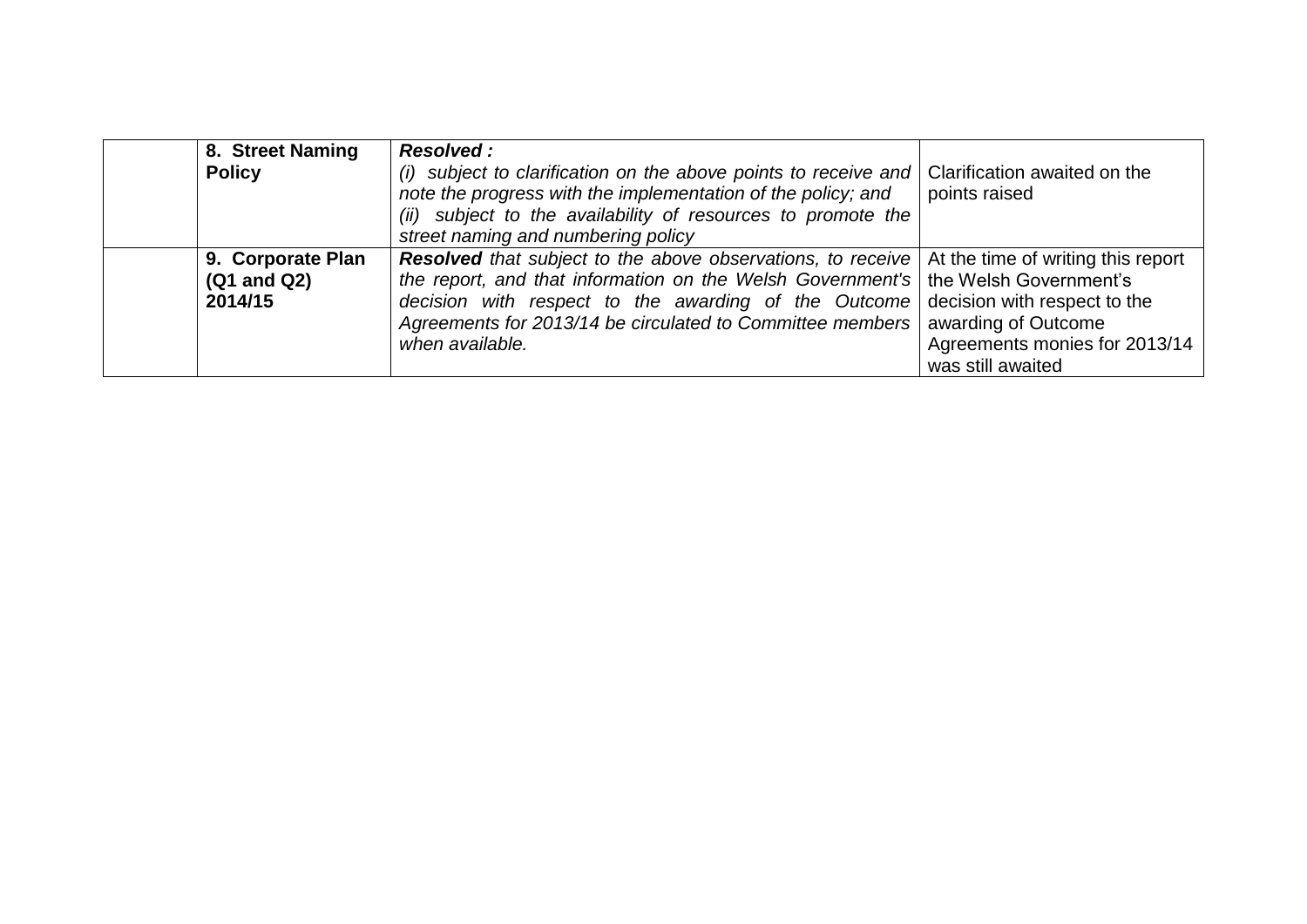| | | | |
|---|---|---|---|
| | **8. Street Naming Policy** | ***Resolved :***<br>*(i) subject to clarification on the above points to receive and note the progress with the implementation of the policy; and*<br>*(ii) subject to the availability of resources to promote the street naming and numbering policy* | Clarification awaited on the points raised |
| | **9. Corporate Plan (Q1 and Q2) 2014/15** | ***Resolved*** *that subject to the above observations, to receive the report, and that information on the Welsh Government's decision with respect to the awarding of the Outcome Agreements for 2013/14 be circulated to Committee members when available.* | At the time of writing this report the Welsh Government's decision with respect to the awarding of Outcome Agreements monies for 2013/14 was still awaited |